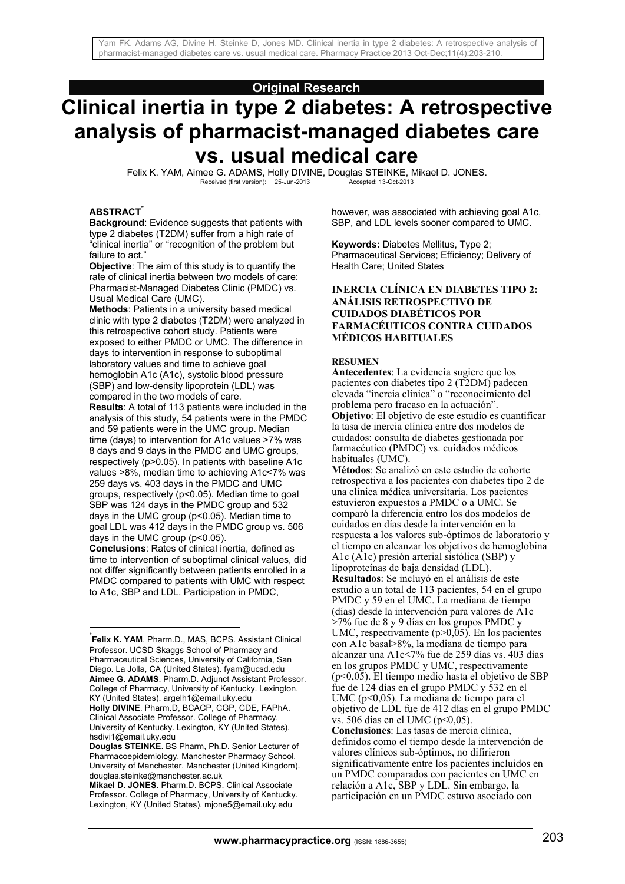**Original Research**

# Clinical inertia in type 2 diabetes: A retrospective analysis of pharmacist-managed diabetes care vs. usual medical care

Felix K. YAM, Aimee G. ADAMS, Holly DIVINE, Douglas STEINKE, Mikael D. JONES.

Received (first version): 25-Jun-2013 Accepted: 13-Oct-2013

## ABSTRACT[*]

**Background**: Evidence suggests that patients with type 2 diabetes (T2DM) suffer from a high rate of "clinical inertia" or "recognition of the problem but failure to act."

**Objective**: The aim of this study is to quantify the rate of clinical inertia between two models of care: Pharmacist-Managed Diabetes Clinic (PMDC) vs. Usual Medical Care (UMC).

**Methods**: Patients in a university based medical clinic with type 2 diabetes (T2DM) were analyzed in this retrospective cohort study. Patients were exposed to either PMDC or UMC. The difference in days to intervention in response to suboptimal laboratory values and time to achieve goal hemoglobin A1c (A1c), systolic blood pressure (SBP) and low-density lipoprotein (LDL) was compared in the two models of care.

**Results**: A total of 113 patients were included in the analysis of this study, 54 patients were in the PMDC and 59 patients were in the UMC group. Median time (days) to intervention for A1c values >7% was 8 days and 9 days in the PMDC and UMC groups, respectively (p>0.05). In patients with baseline A1c values >8%, median time to achieving A1c<7% was 259 days vs. 403 days in the PMDC and UMC groups, respectively (p<0.05). Median time to goal SBP was 124 days in the PMDC group and 532 days in the UMC group (p<0.05). Median time to goal LDL was 412 days in the PMDC group vs. 506 days in the UMC group (p<0.05).

**Conclusions**: Rates of clinical inertia, defined as time to intervention of suboptimal clinical values, did not differ significantly between patients enrolled in a PMDC compared to patients with UMC with respect to A1c, SBP and LDL. Participation in PMDC, however, was associated with achieving goal A1c, SBP, and LDL levels sooner compared to UMC.

**Keywords:** Diabetes Mellitus, Type 2; Pharmaceutical Services; Efficiency; Delivery of Health Care; United States

## INERCIA CLÍNICA EN DIABETES TIPO 2: ANÁLISIS RETROSPECTIVO DE CUIDADOS DIABÉTICOS POR FARMACÉUTICOS CONTRA CUIDADOS MÉDICOS HABITUALES

### RESUMEN

**Antecedentes**: La evidencia sugiere que los pacientes con diabetes tipo 2 (T2DM) padecen elevada "inercia clínica" o "reconocimiento del problema pero fracaso en la actuación".

**Objetivo**: El objetivo de este estudio es cuantificar la tasa de inercia clínica entre dos modelos de cuidados: consulta de diabetes gestionada por farmacéutico (PMDC) vs. cuidados médicos habituales (UMC).

**Métodos**: Se analizó en este estudio de cohorte retrospectiva a los pacientes con diabetes tipo 2 de una clínica médica universitaria. Los pacientes estuvieron expuestos a PMDC o a UMC. Se comparó la diferencia entro los dos modelos de cuidados en días desde la intervención en la respuesta a los valores sub-óptimos de laboratorio y el tiempo en alcanzar los objetivos de hemoglobina A1c (A1c) presión arterial sistólica (SBP) y lipoproteínas de baja densidad (LDL).

**Resultados**: Se incluyó en el análisis de este estudio a un total de 113 pacientes, 54 en el grupo PMDC y 59 en el UMC. La mediana de tiempo (días) desde la intervención para valores de A1c >7% fue de 8 y 9 días en los grupos PMDC y UMC, respectivamente (p>0,05). En los pacientes con A1c basal>8%, la mediana de tiempo para alcanzar una A1c<7% fue de 259 días vs. 403 días en los grupos PMDC y UMC, respectivamente (p<0,05). El tiempo medio hasta el objetivo de SBP fue de 124 días en el grupo PMDC y 532 en el UMC (p<0,05). La mediana de tiempo para el objetivo de LDL fue de 412 días en el grupo PMDC vs. 506 días en el UMC (p<0,05).

**Conclusiones**: Las tasas de inercia clínica, definidos como el tiempo desde la intervención de valores clínicos sub-óptimos, no difirieron significativamente entre los pacientes incluidos en un PMDC comparados con pacientes en UMC en relación a A1c, SBP y LDL. Sin embargo, la participación en un PMDC estuvo asociado con

---

[*] **Felix K. YAM**. Pharm.D., MAS, BCPS. Assistant Clinical Professor. UCSD Skaggs School of Pharmacy and Pharmaceutical Sciences, University of California, San Diego. La Jolla, CA (United States). fyam@ucsd.edu
**Aimee G. ADAMS**. Pharm.D. Adjunct Assistant Professor. College of Pharmacy, University of Kentucky. Lexington, KY (United States). argelh1@email.uky.edu
**Holly DIVINE**. Pharm.D, BCACP, CGP, CDE, FAPhA. Clinical Associate Professor. College of Pharmacy, University of Kentucky. Lexington, KY (United States). hsdivi1@email.uky.edu
**Douglas STEINKE**. BS Pharm, Ph.D. Senior Lecturer of Pharmacoepidemiology. Manchester Pharmacy School, University of Manchester. Manchester (United Kingdom). douglas.steinke@manchester.ac.uk
**Mikael D. JONES**. Pharm.D. BCPS. Clinical Associate Professor. College of Pharmacy, University of Kentucky. Lexington, KY (United States). mjone5@email.uky.edu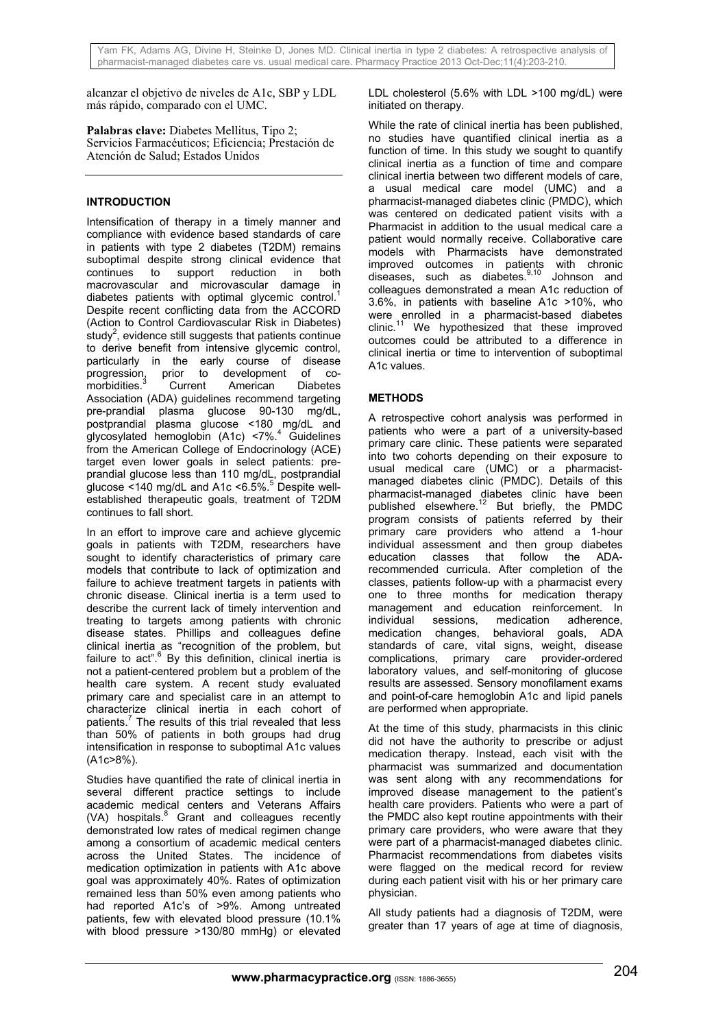alcanzar el objetivo de niveles de A1c, SBP y LDL más rápido, comparado con el UMC.

**Palabras clave:** Diabetes Mellitus, Tipo 2; Servicios Farmacéuticos; Eficiencia; Prestación de Atención de Salud; Estados Unidos

## INTRODUCTION

Intensification of therapy in a timely manner and compliance with evidence based standards of care in patients with type 2 diabetes (T2DM) remains suboptimal despite strong clinical evidence that continues to support reduction in both macrovascular and microvascular damage in diabetes patients with optimal glycemic control.[1] Despite recent conflicting data from the ACCORD (Action to Control Cardiovascular Risk in Diabetes) study[2], evidence still suggests that patients continue to derive benefit from intensive glycemic control, particularly in the early course of disease progression, prior to development of co-morbidities.[3] Current American Diabetes Association (ADA) guidelines recommend targeting pre-prandial plasma glucose 90-130 mg/dL, postprandial plasma glucose <180 mg/dL and glycosylated hemoglobin (A1c) <7%.[4] Guidelines from the American College of Endocrinology (ACE) target even lower goals in select patients: pre-prandial glucose less than 110 mg/dL, postprandial glucose <140 mg/dL and A1c <6.5%.[5] Despite well-established therapeutic goals, treatment of T2DM continues to fall short.

In an effort to improve care and achieve glycemic goals in patients with T2DM, researchers have sought to identify characteristics of primary care models that contribute to lack of optimization and failure to achieve treatment targets in patients with chronic disease. Clinical inertia is a term used to describe the current lack of timely intervention and treating to targets among patients with chronic disease states. Phillips and colleagues define clinical inertia as "recognition of the problem, but failure to act".[6] By this definition, clinical inertia is not a patient-centered problem but a problem of the health care system. A recent study evaluated primary care and specialist care in an attempt to characterize clinical inertia in each cohort of patients.[7] The results of this trial revealed that less than 50% of patients in both groups had drug intensification in response to suboptimal A1c values (A1c>8%).

Studies have quantified the rate of clinical inertia in several different practice settings to include academic medical centers and Veterans Affairs (VA) hospitals.[8] Grant and colleagues recently demonstrated low rates of medical regimen change among a consortium of academic medical centers across the United States. The incidence of medication optimization in patients with A1c above goal was approximately 40%. Rates of optimization remained less than 50% even among patients who had reported A1c's of >9%. Among untreated patients, few with elevated blood pressure (10.1% with blood pressure >130/80 mmHg) or elevated LDL cholesterol (5.6% with LDL >100 mg/dL) were initiated on therapy.

While the rate of clinical inertia has been published, no studies have quantified clinical inertia as a function of time. In this study we sought to quantify clinical inertia as a function of time and compare clinical inertia between two different models of care, a usual medical care model (UMC) and a pharmacist-managed diabetes clinic (PMDC), which was centered on dedicated patient visits with a Pharmacist in addition to the usual medical care a patient would normally receive. Collaborative care models with Pharmacists have demonstrated improved outcomes in patients with chronic diseases, such as diabetes.[9,10] Johnson and colleagues demonstrated a mean A1c reduction of 3.6%, in patients with baseline A1c >10%, who were enrolled in a pharmacist-based diabetes clinic.[11] We hypothesized that these improved outcomes could be attributed to a difference in clinical inertia or time to intervention of suboptimal A1c values.

## METHODS

A retrospective cohort analysis was performed in patients who were a part of a university-based primary care clinic. These patients were separated into two cohorts depending on their exposure to usual medical care (UMC) or a pharmacist-managed diabetes clinic (PMDC). Details of this pharmacist-managed diabetes clinic have been published elsewhere.[12] But briefly, the PMDC program consists of patients referred by their primary care providers who attend a 1-hour individual assessment and then group diabetes education classes that follow the ADA-recommended curricula. After completion of the classes, patients follow-up with a pharmacist every one to three months for medication therapy management and education reinforcement. In individual sessions, medication adherence, medication changes, behavioral goals, ADA standards of care, vital signs, weight, disease complications, primary care provider-ordered laboratory values, and self-monitoring of glucose results are assessed. Sensory monofilament exams and point-of-care hemoglobin A1c and lipid panels are performed when appropriate.

At the time of this study, pharmacists in this clinic did not have the authority to prescribe or adjust medication therapy. Instead, each visit with the pharmacist was summarized and documentation was sent along with any recommendations for improved disease management to the patient's health care providers. Patients who were a part of the PMDC also kept routine appointments with their primary care providers, who were aware that they were part of a pharmacist-managed diabetes clinic. Pharmacist recommendations from diabetes visits were flagged on the medical record for review during each patient visit with his or her primary care physician.

All study patients had a diagnosis of T2DM, were greater than 17 years of age at time of diagnosis,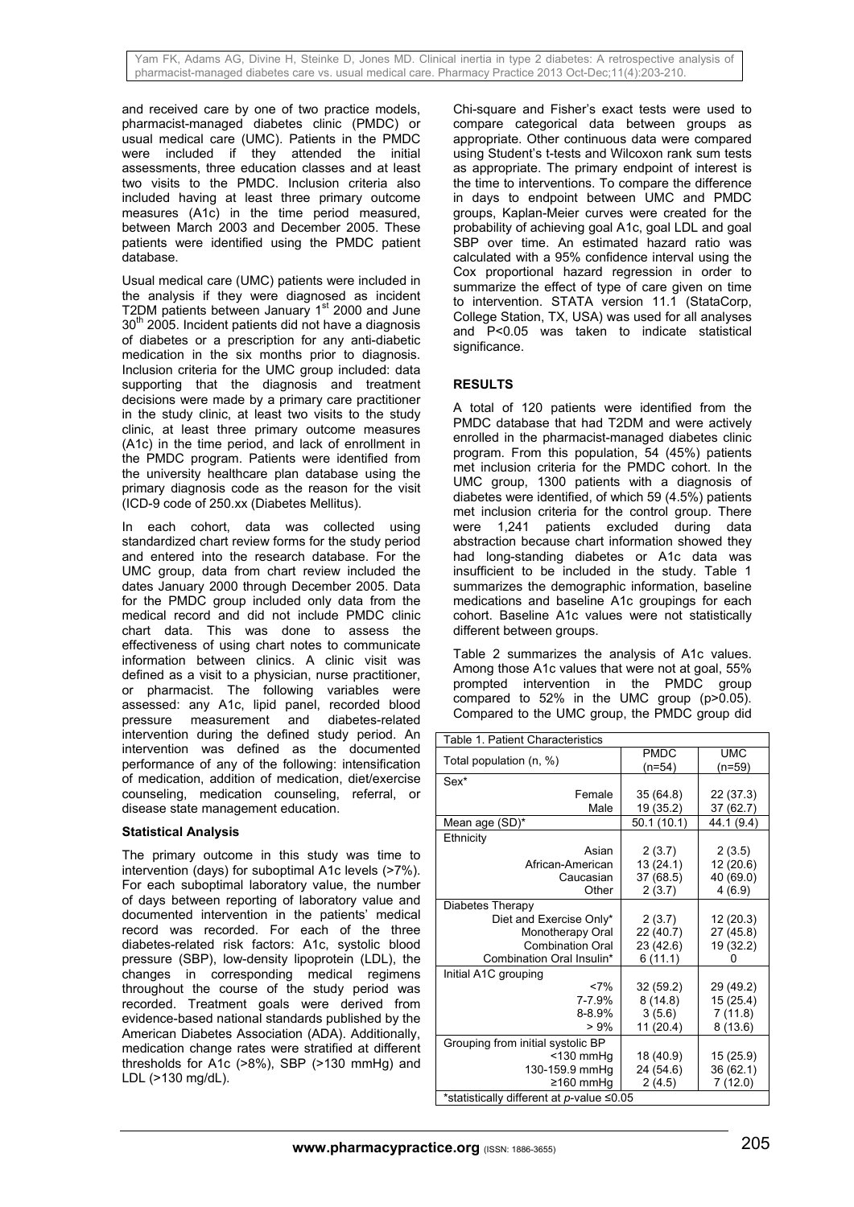and received care by one of two practice models, pharmacist-managed diabetes clinic (PMDC) or usual medical care (UMC). Patients in the PMDC were included if they attended the initial assessments, three education classes and at least two visits to the PMDC. Inclusion criteria also included having at least three primary outcome measures (A1c) in the time period measured, between March 2003 and December 2005. These patients were identified using the PMDC patient database.

Usual medical care (UMC) patients were included in the analysis if they were diagnosed as incident T2DM patients between January 1st 2000 and June 30th 2005. Incident patients did not have a diagnosis of diabetes or a prescription for any anti-diabetic medication in the six months prior to diagnosis. Inclusion criteria for the UMC group included: data supporting that the diagnosis and treatment decisions were made by a primary care practitioner in the study clinic, at least two visits to the study clinic, at least three primary outcome measures (A1c) in the time period, and lack of enrollment in the PMDC program. Patients were identified from the university healthcare plan database using the primary diagnosis code as the reason for the visit (ICD-9 code of 250.xx (Diabetes Mellitus).

In each cohort, data was collected using standardized chart review forms for the study period and entered into the research database. For the UMC group, data from chart review included the dates January 2000 through December 2005. Data for the PMDC group included only data from the medical record and did not include PMDC clinic chart data. This was done to assess the effectiveness of using chart notes to communicate information between clinics. A clinic visit was defined as a visit to a physician, nurse practitioner, or pharmacist. The following variables were assessed: any A1c, lipid panel, recorded blood pressure measurement and diabetes-related intervention during the defined study period. An intervention was defined as the documented performance of any of the following: intensification of medication, addition of medication, diet/exercise counseling, medication counseling, referral, or disease state management education.

### Statistical Analysis

The primary outcome in this study was time to intervention (days) for suboptimal A1c levels (>7%). For each suboptimal laboratory value, the number of days between reporting of laboratory value and documented intervention in the patients' medical record was recorded. For each of the three diabetes-related risk factors: A1c, systolic blood pressure (SBP), low-density lipoprotein (LDL), the changes in corresponding medical regimens throughout the course of the study period was recorded. Treatment goals were derived from evidence-based national standards published by the American Diabetes Association (ADA). Additionally, medication change rates were stratified at different thresholds for A1c (>8%), SBP (>130 mmHg) and LDL (>130 mg/dL).

Chi-square and Fisher's exact tests were used to compare categorical data between groups as appropriate. Other continuous data were compared using Student's t-tests and Wilcoxon rank sum tests as appropriate. The primary endpoint of interest is the time to interventions. To compare the difference in days to endpoint between UMC and PMDC groups, Kaplan-Meier curves were created for the probability of achieving goal A1c, goal LDL and goal SBP over time. An estimated hazard ratio was calculated with a 95% confidence interval using the Cox proportional hazard regression in order to summarize the effect of type of care given on time to intervention. STATA version 11.1 (StataCorp, College Station, TX, USA) was used for all analyses and $P<0.05$ was taken to indicate statistical significance.

## RESULTS

A total of 120 patients were identified from the PMDC database that had T2DM and were actively enrolled in the pharmacist-managed diabetes clinic program. From this population, 54 (45%) patients met inclusion criteria for the PMDC cohort. In the UMC group, 1300 patients with a diagnosis of diabetes were identified, of which 59 (4.5%) patients met inclusion criteria for the control group. There were 1,241 patients excluded during data abstraction because chart information showed they had long-standing diabetes or A1c data was insufficient to be included in the study. Table 1 summarizes the demographic information, baseline medications and baseline A1c groupings for each cohort. Baseline A1c values were not statistically different between groups.

Table 2 summarizes the analysis of A1c values. Among those A1c values that were not at goal, 55% prompted intervention in the PMDC group compared to 52% in the UMC group ($p>0.05$). Compared to the UMC group, the PMDC group did

Table 1. Patient Characteristics

| Total population (n, %) | PMDC (n=54) | UMC (n=59) |
|---|---|---|
| Sex* | | |
| Female | 35 (64.8) | 22 (37.3) |
| Male | 19 (35.2) | 37 (62.7) |
| Mean age (SD)* | 50.1 (10.1) | 44.1 (9.4) |
| Ethnicity | | |
| Asian | 2 (3.7) | 2 (3.5) |
| African-American | 13 (24.1) | 12 (20.6) |
| Caucasian | 37 (68.5) | 40 (69.0) |
| Other | 2 (3.7) | 4 (6.9) |
| Diabetes Therapy | | |
| Diet and Exercise Only* | 2 (3.7) | 12 (20.3) |
| Monotherapy Oral | 22 (40.7) | 27 (45.8) |
| Combination Oral | 23 (42.6) | 19 (32.2) |
| Combination Oral Insulin* | 6 (11.1) | 0 |
| Initial A1C grouping | | |
| <7% | 32 (59.2) | 29 (49.2) |
| 7-7.9% | 8 (14.8) | 15 (25.4) |
| 8-8.9% | 3 (5.6) | 7 (11.8) |
| > 9% | 11 (20.4) | 8 (13.6) |
| Grouping from initial systolic BP | | |
| <130 mmHg | 18 (40.9) | 15 (25.9) |
| 130-159.9 mmHg | 24 (54.6) | 36 (62.1) |
| ≥160 mmHg | 2 (4.5) | 7 (12.0) |

*statistically different at $p$-value ≤0.05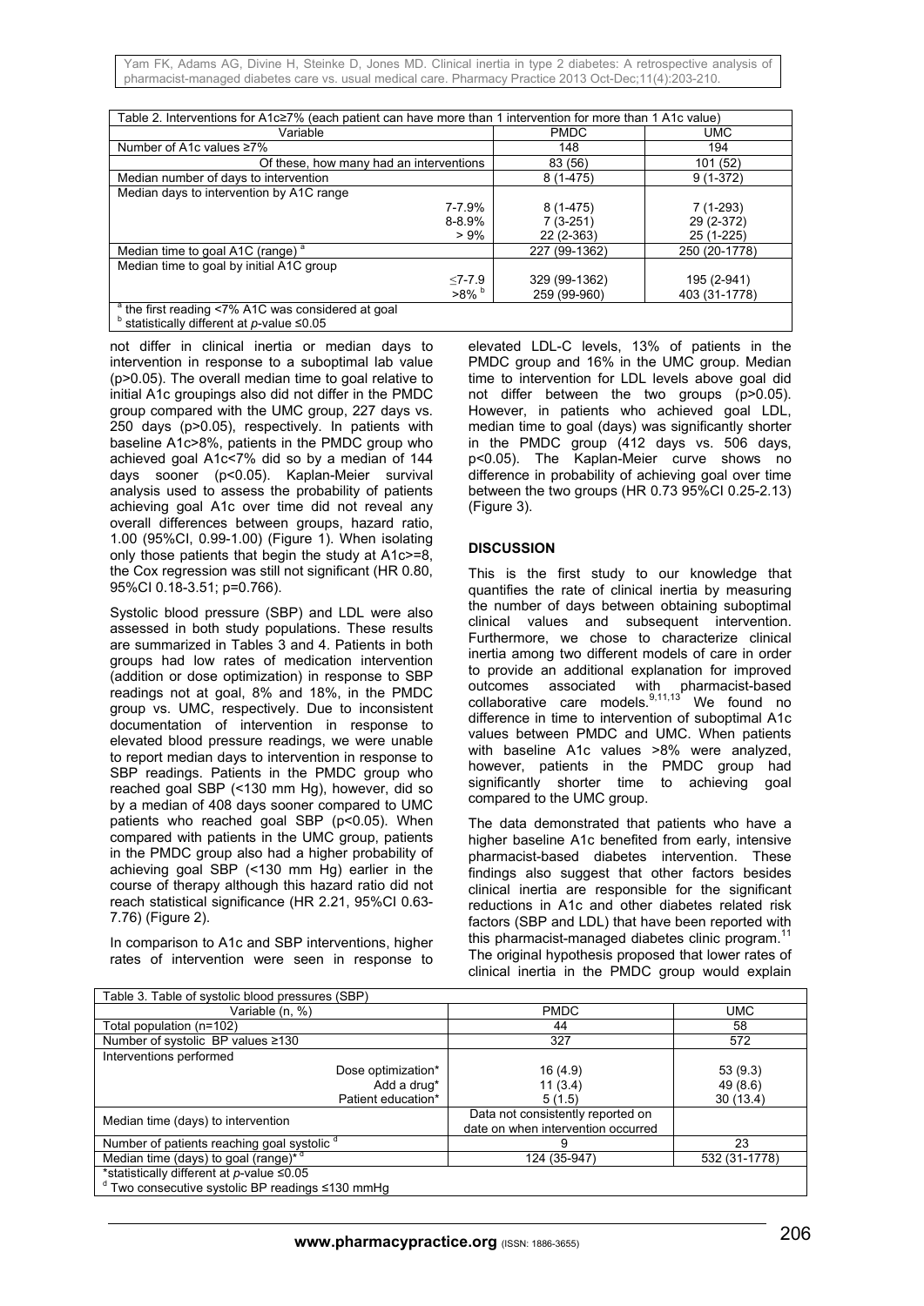| Table 2. Interventions for A1c≥7% (each patient can have more than 1 intervention for more than 1 A1c value) | | |
|---|---|---|
| Variable | PMDC | UMC |
| Number of A1c values ≥7% | 148 | 194 |
| Of these, how many had an interventions | 83 (56) | 101 (52) |
| Median number of days to intervention | 8 (1-475) | 9 (1-372) |
| Median days to intervention by A1C range | | |
| 7-7.9% | 8 (1-475) | 7 (1-293) |
| 8-8.9% | 7 (3-251) | 29 (2-372) |
| > 9% | 22 (2-363) | 25 (1-225) |
| Median time to goal A1C (range) [a] | 227 (99-1362) | 250 (20-1778) |
| Median time to goal by initial A1C group | | |
| ≤7-7.9 | 329 (99-1362) | 195 (2-941) |
| >8% [b] | 259 (99-960) | 403 (31-1778) |

[a] the first reading <7% A1C was considered at goal
[b] statistically different at $p$-value ≤0.05

not differ in clinical inertia or median days to intervention in response to a suboptimal lab value ($p>0.05$). The overall median time to goal relative to initial A1c groupings also did not differ in the PMDC group compared with the UMC group, 227 days vs. 250 days ($p>0.05$), respectively. In patients with baseline A1c>8%, patients in the PMDC group who achieved goal A1c<7% did so by a median of 144 days sooner ($p<0.05$). Kaplan-Meier survival analysis used to assess the probability of patients achieving goal A1c over time did not reveal any overall differences between groups, hazard ratio, 1.00 (95%CI, 0.99-1.00) (Figure 1). When isolating only those patients that begin the study at A1c>=8, the Cox regression was still not significant (HR 0.80, 95%CI 0.18-3.51; p=0.766).

Systolic blood pressure (SBP) and LDL were also assessed in both study populations. These results are summarized in Tables 3 and 4. Patients in both groups had low rates of medication intervention (addition or dose optimization) in response to SBP readings not at goal, 8% and 18%, in the PMDC group vs. UMC, respectively. Due to inconsistent documentation of intervention in response to elevated blood pressure readings, we were unable to report median days to intervention in response to SBP readings. Patients in the PMDC group who reached goal SBP (<130 mm Hg), however, did so by a median of 408 days sooner compared to UMC patients who reached goal SBP ($p<0.05$). When compared with patients in the UMC group, patients in the PMDC group also had a higher probability of achieving goal SBP (<130 mm Hg) earlier in the course of therapy although this hazard ratio did not reach statistical significance (HR 2.21, 95%CI 0.63-7.76) (Figure 2).

In comparison to A1c and SBP interventions, higher rates of intervention were seen in response to elevated LDL-C levels, 13% of patients in the PMDC group and 16% in the UMC group. Median time to intervention for LDL levels above goal did not differ between the two groups ($p>0.05$). However, in patients who achieved goal LDL, median time to goal (days) was significantly shorter in the PMDC group (412 days vs. 506 days, $p<0.05$). The Kaplan-Meier curve shows no difference in probability of achieving goal over time between the two groups (HR 0.73 95%CI 0.25-2.13) (Figure 3).

## DISCUSSION

This is the first study to our knowledge that quantifies the rate of clinical inertia by measuring the number of days between obtaining suboptimal clinical values and subsequent intervention. Furthermore, we chose to characterize clinical inertia among two different models of care in order to provide an additional explanation for improved outcomes associated with pharmacist-based collaborative care models.[9,11,13] We found no difference in time to intervention of suboptimal A1c values between PMDC and UMC. When patients with baseline A1c values >8% were analyzed, however, patients in the PMDC group had significantly shorter time to achieving goal compared to the UMC group.

The data demonstrated that patients who have a higher baseline A1c benefited from early, intensive pharmacist-based diabetes intervention. These findings also suggest that other factors besides clinical inertia are responsible for the significant reductions in A1c and other diabetes related risk factors (SBP and LDL) that have been reported with this pharmacist-managed diabetes clinic program.[11] The original hypothesis proposed that lower rates of clinical inertia in the PMDC group would explain

| Table 3. Table of systolic blood pressures (SBP) | | |
|---|---|---|
| Variable (n, %) | PMDC | UMC |
| Total population (n=102) | 44 | 58 |
| Number of systolic BP values ≥130 | 327 | 572 |
| Interventions performed | | |
| Dose optimization* | 16 (4.9) | 53 (9.3) |
| Add a drug* | 11 (3.4) | 49 (8.6) |
| Patient education* | 5 (1.5) | 30 (13.4) |
| Median time (days) to intervention | Data not consistently reported on date on when intervention occurred | |
| Number of patients reaching goal systolic [d] | 9 | 23 |
| Median time (days) to goal (range)* [d] | 124 (35-947) | 532 (31-1778) |

*statistically different at $p$-value ≤0.05
[d] Two consecutive systolic BP readings ≤130 mmHg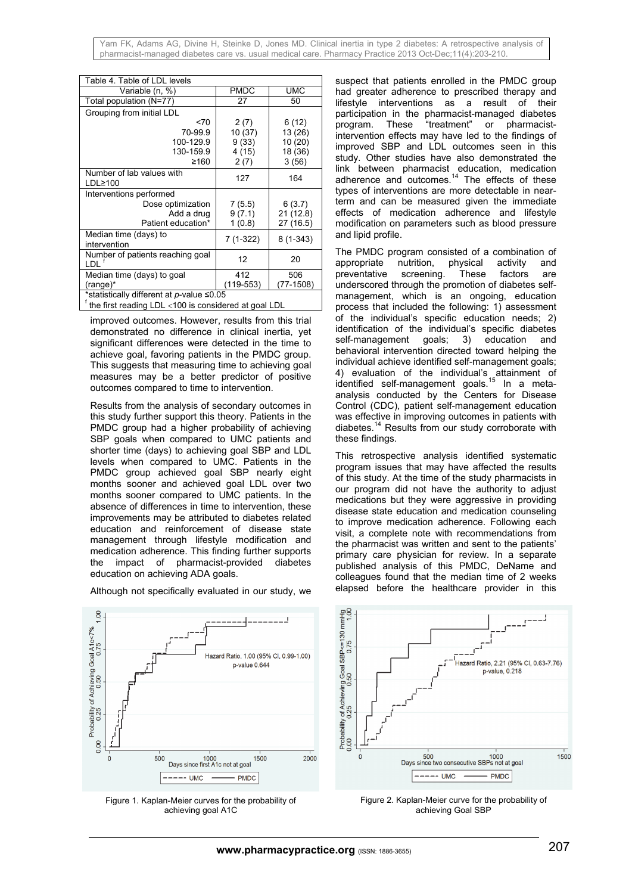| Table 4. Table of LDL levels | | |
|---|---|---|
| Variable (n, %) | PMDC | UMC |
| Total population (N=77) | 27 | 50 |
| Grouping from initial LDL | | |
| <70 | 2 (7) | 6 (12) |
| 70-99.9 | 10 (37) | 13 (26) |
| 100-129.9 | 9 (33) | 10 (20) |
| 130-159.9 | 4 (15) | 18 (36) |
| ≥160 | 2 (7) | 3 (56) |
| Number of lab values with LDL≥100 | 127 | 164 |
| Interventions performed | | |
| Dose optimization | 7 (5.5) | 6 (3.7) |
| Add a drug | 9 (7.1) | 21 (12.8) |
| Patient education* | 1 (0.8) | 27 (16.5) |
| Median time (days) to intervention | 7 (1-322) | 8 (1-343) |
| Number of patients reaching goal LDL [f] | 12 | 20 |
| Median time (days) to goal (range)* | 412 (119-553) | 506 (77-1508) |

*statistically different at $p$-value ≤0.05
[f] the first reading LDL <100 is considered at goal LDL

improved outcomes. However, results from this trial demonstrated no difference in clinical inertia, yet significant differences were detected in the time to achieve goal, favoring patients in the PMDC group. This suggests that measuring time to achieving goal measures may be a better predictor of positive outcomes compared to time to intervention.

Results from the analysis of secondary outcomes in this study further support this theory. Patients in the PMDC group had a higher probability of achieving SBP goals when compared to UMC patients and shorter time (days) to achieving goal SBP and LDL levels when compared to UMC. Patients in the PMDC group achieved goal SBP nearly eight months sooner and achieved goal LDL over two months sooner compared to UMC patients. In the absence of differences in time to intervention, these improvements may be attributed to diabetes related education and reinforcement of disease state management through lifestyle modification and medication adherence. This finding further supports the impact of pharmacist-provided diabetes education on achieving ADA goals.

Although not specifically evaluated in our study, we suspect that patients enrolled in the PMDC group had greater adherence to prescribed therapy and lifestyle interventions as a result of their participation in the pharmacist-managed diabetes program. These "treatment" or pharmacist-intervention effects may have led to the findings of improved SBP and LDL outcomes seen in this study. Other studies have also demonstrated the link between pharmacist education, medication adherence and outcomes.[14] The effects of these types of interventions are more detectable in near-term and can be measured given the immediate effects of medication adherence and lifestyle modification on parameters such as blood pressure and lipid profile.

The PMDC program consisted of a combination of appropriate nutrition, physical activity and preventative screening. These factors are underscored through the promotion of diabetes self-management, which is an ongoing, education process that included the following: 1) assessment of the individual's specific education needs; 2) identification of the individual's specific diabetes self-management goals; 3) education and behavioral intervention directed toward helping the individual achieve identified self-management goals; 4) evaluation of the individual's attainment of identified self-management goals.[15] In a meta-analysis conducted by the Centers for Disease Control (CDC), patient self-management education was effective in improving outcomes in patients with diabetes.[14] Results from our study corroborate with these findings.

This retrospective analysis identified systematic program issues that may have affected the results of this study. At the time of the study pharmacists in our program did not have the authority to adjust medications but they were aggressive in providing disease state education and medication counseling to improve medication adherence. Following each visit, a complete note with recommendations from the pharmacist was written and sent to the patients' primary care physician for review. In a separate published analysis of this PMDC, DeName and colleagues found that the median time of 2 weeks elapsed before the healthcare provider in this

Figure 1. Kaplan-Meier curves for the probability of achieving goal A1C

Figure 2. Kaplan-Meier curve for the probability of achieving Goal SBP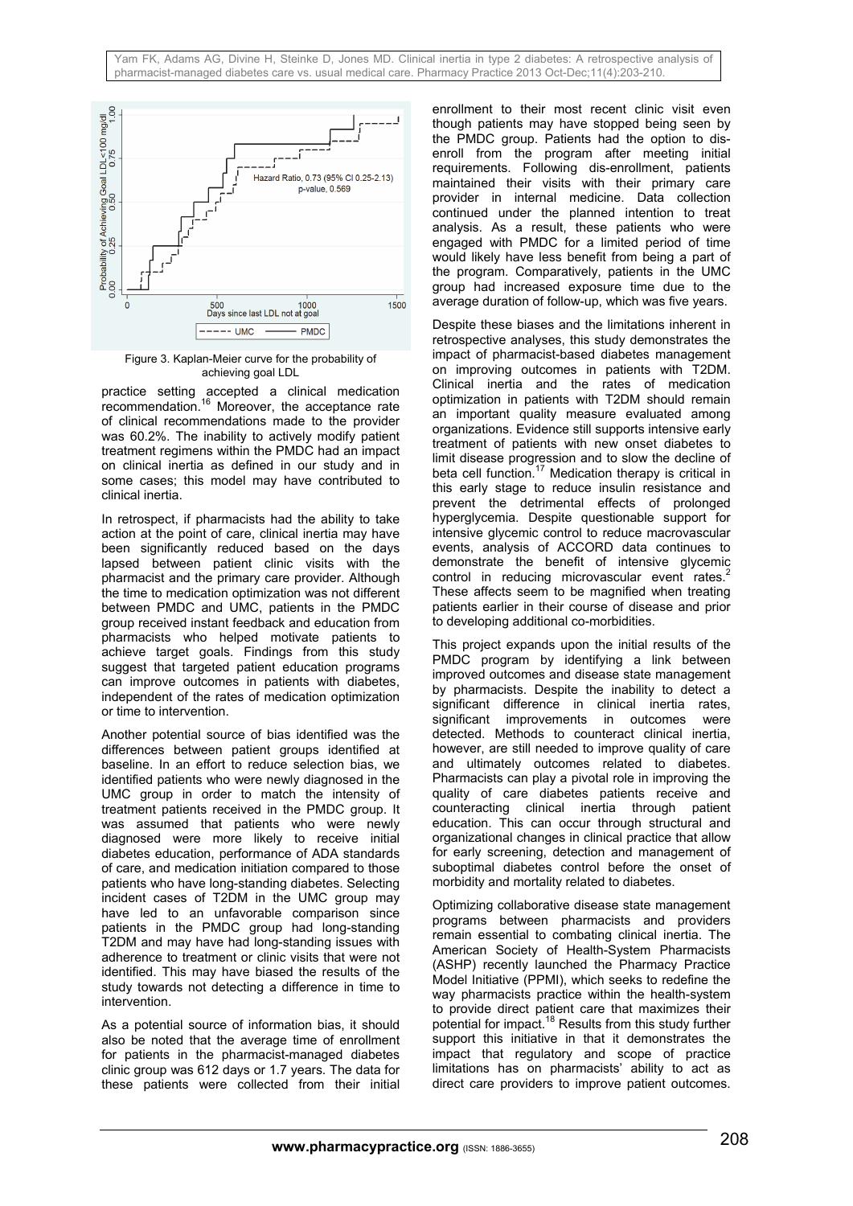Figure 3. Kaplan-Meier curve for the probability of achieving goal LDL

practice setting accepted a clinical medication recommendation.[16] Moreover, the acceptance rate of clinical recommendations made to the provider was 60.2%. The inability to actively modify patient treatment regimens within the PMDC had an impact on clinical inertia as defined in our study and in some cases; this model may have contributed to clinical inertia.

In retrospect, if pharmacists had the ability to take action at the point of care, clinical inertia may have been significantly reduced based on the days lapsed between patient clinic visits with the pharmacist and the primary care provider. Although the time to medication optimization was not different between PMDC and UMC, patients in the PMDC group received instant feedback and education from pharmacists who helped motivate patients to achieve target goals. Findings from this study suggest that targeted patient education programs can improve outcomes in patients with diabetes, independent of the rates of medication optimization or time to intervention.

Another potential source of bias identified was the differences between patient groups identified at baseline. In an effort to reduce selection bias, we identified patients who were newly diagnosed in the UMC group in order to match the intensity of treatment patients received in the PMDC group. It was assumed that patients who were newly diagnosed were more likely to receive initial diabetes education, performance of ADA standards of care, and medication initiation compared to those patients who have long-standing diabetes. Selecting incident cases of T2DM in the UMC group may have led to an unfavorable comparison since patients in the PMDC group had long-standing T2DM and may have had long-standing issues with adherence to treatment or clinic visits that were not identified. This may have biased the results of the study towards not detecting a difference in time to intervention.

As a potential source of information bias, it should also be noted that the average time of enrollment for patients in the pharmacist-managed diabetes clinic group was 612 days or 1.7 years. The data for these patients were collected from their initial enrollment to their most recent clinic visit even though patients may have stopped being seen by the PMDC group. Patients had the option to dis-enroll from the program after meeting initial requirements. Following dis-enrollment, patients maintained their visits with their primary care provider in internal medicine. Data collection continued under the planned intention to treat analysis. As a result, these patients who were engaged with PMDC for a limited period of time would likely have less benefit from being a part of the program. Comparatively, patients in the UMC group had increased exposure time due to the average duration of follow-up, which was five years.

Despite these biases and the limitations inherent in retrospective analyses, this study demonstrates the impact of pharmacist-based diabetes management on improving outcomes in patients with T2DM. Clinical inertia and the rates of medication optimization in patients with T2DM should remain an important quality measure evaluated among organizations. Evidence still supports intensive early treatment of patients with new onset diabetes to limit disease progression and to slow the decline of beta cell function.[17] Medication therapy is critical in this early stage to reduce insulin resistance and prevent the detrimental effects of prolonged hyperglycemia. Despite questionable support for intensive glycemic control to reduce macrovascular events, analysis of ACCORD data continues to demonstrate the benefit of intensive glycemic control in reducing microvascular event rates.[2] These affects seem to be magnified when treating patients earlier in their course of disease and prior to developing additional co-morbidities.

This project expands upon the initial results of the PMDC program by identifying a link between improved outcomes and disease state management by pharmacists. Despite the inability to detect a significant difference in clinical inertia rates, significant improvements in outcomes were detected. Methods to counteract clinical inertia, however, are still needed to improve quality of care and ultimately outcomes related to diabetes. Pharmacists can play a pivotal role in improving the quality of care diabetes patients receive and counteracting clinical inertia through patient education. This can occur through structural and organizational changes in clinical practice that allow for early screening, detection and management of suboptimal diabetes control before the onset of morbidity and mortality related to diabetes.

Optimizing collaborative disease state management programs between pharmacists and providers remain essential to combating clinical inertia. The American Society of Health-System Pharmacists (ASHP) recently launched the Pharmacy Practice Model Initiative (PPMI), which seeks to redefine the way pharmacists practice within the health-system to provide direct patient care that maximizes their potential for impact.[18] Results from this study further support this initiative in that it demonstrates the impact that regulatory and scope of practice limitations has on pharmacists' ability to act as direct care providers to improve patient outcomes.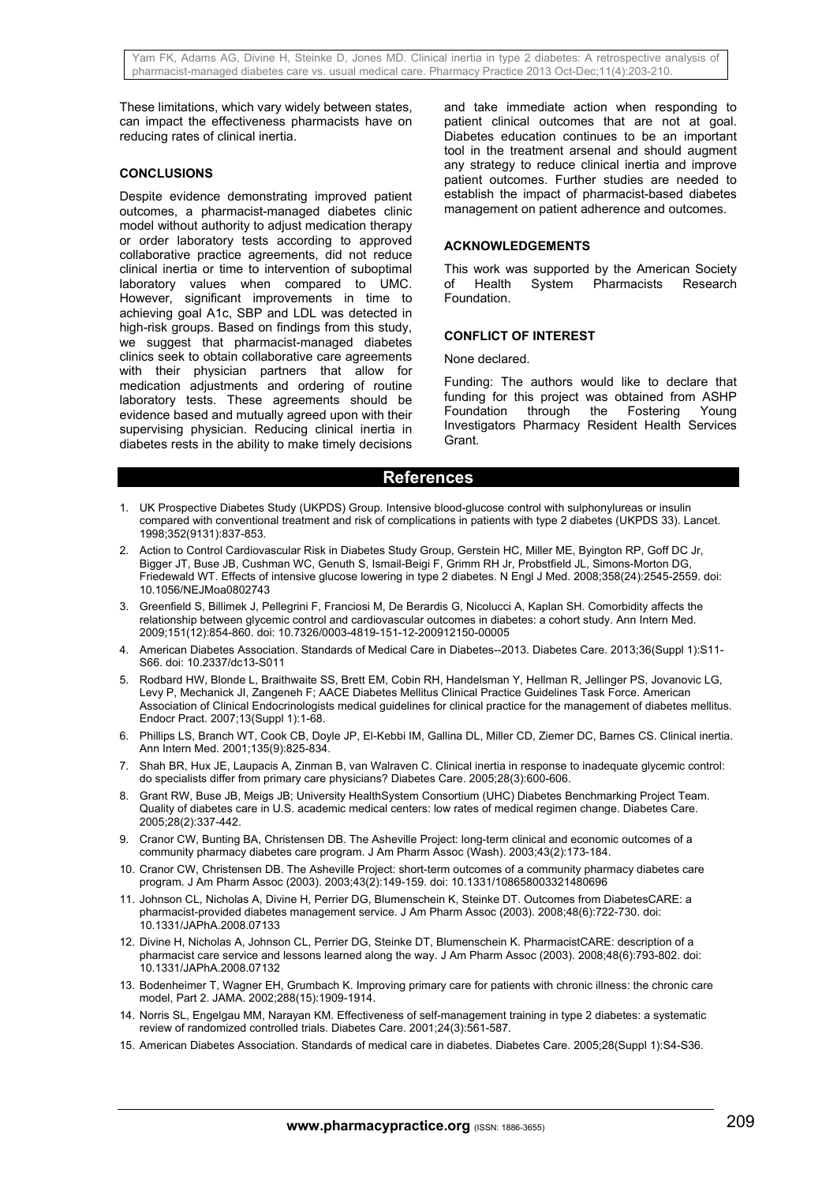These limitations, which vary widely between states, can impact the effectiveness pharmacists have on reducing rates of clinical inertia.

## CONCLUSIONS

Despite evidence demonstrating improved patient outcomes, a pharmacist-managed diabetes clinic model without authority to adjust medication therapy or order laboratory tests according to approved collaborative practice agreements, did not reduce clinical inertia or time to intervention of suboptimal laboratory values when compared to UMC. However, significant improvements in time to achieving goal A1c, SBP and LDL was detected in high-risk groups. Based on findings from this study, we suggest that pharmacist-managed diabetes clinics seek to obtain collaborative care agreements with their physician partners that allow for medication adjustments and ordering of routine laboratory tests. These agreements should be evidence based and mutually agreed upon with their supervising physician. Reducing clinical inertia in diabetes rests in the ability to make timely decisions and take immediate action when responding to patient clinical outcomes that are not at goal. Diabetes education continues to be an important tool in the treatment arsenal and should augment any strategy to reduce clinical inertia and improve patient outcomes. Further studies are needed to establish the impact of pharmacist-based diabetes management on patient adherence and outcomes.

## ACKNOWLEDGEMENTS

This work was supported by the American Society of Health System Pharmacists Research Foundation.

## CONFLICT OF INTEREST

None declared.

Funding: The authors would like to declare that funding for this project was obtained from ASHP Foundation through the Fostering Young Investigators Pharmacy Resident Health Services Grant.

## References

1. UK Prospective Diabetes Study (UKPDS) Group. Intensive blood-glucose control with sulphonylureas or insulin compared with conventional treatment and risk of complications in patients with type 2 diabetes (UKPDS 33). Lancet. 1998;352(9131):837-853.
2. Action to Control Cardiovascular Risk in Diabetes Study Group, Gerstein HC, Miller ME, Byington RP, Goff DC Jr, Bigger JT, Buse JB, Cushman WC, Genuth S, Ismail-Beigi F, Grimm RH Jr, Probstfield JL, Simons-Morton DG, Friedewald WT. Effects of intensive glucose lowering in type 2 diabetes. N Engl J Med. 2008;358(24):2545-2559. doi: 10.1056/NEJMoa0802743
3. Greenfield S, Billimek J, Pellegrini F, Franciosi M, De Berardis G, Nicolucci A, Kaplan SH. Comorbidity affects the relationship between glycemic control and cardiovascular outcomes in diabetes: a cohort study. Ann Intern Med. 2009;151(12):854-860. doi: 10.7326/0003-4819-151-12-200912150-00005
4. American Diabetes Association. Standards of Medical Care in Diabetes--2013. Diabetes Care. 2013;36(Suppl 1):S11-S66. doi: 10.2337/dc13-S011
5. Rodbard HW, Blonde L, Braithwaite SS, Brett EM, Cobin RH, Handelsman Y, Hellman R, Jellinger PS, Jovanovic LG, Levy P, Mechanick JI, Zangeneh F; AACE Diabetes Mellitus Clinical Practice Guidelines Task Force. American Association of Clinical Endocrinologists medical guidelines for clinical practice for the management of diabetes mellitus. Endocr Pract. 2007;13(Suppl 1):1-68.
6. Phillips LS, Branch WT, Cook CB, Doyle JP, El-Kebbi IM, Gallina DL, Miller CD, Ziemer DC, Barnes CS. Clinical inertia. Ann Intern Med. 2001;135(9):825-834.
7. Shah BR, Hux JE, Laupacis A, Zinman B, van Walraven C. Clinical inertia in response to inadequate glycemic control: do specialists differ from primary care physicians? Diabetes Care. 2005;28(3):600-606.
8. Grant RW, Buse JB, Meigs JB; University HealthSystem Consortium (UHC) Diabetes Benchmarking Project Team. Quality of diabetes care in U.S. academic medical centers: low rates of medical regimen change. Diabetes Care. 2005;28(2):337-442.
9. Cranor CW, Bunting BA, Christensen DB. The Asheville Project: long-term clinical and economic outcomes of a community pharmacy diabetes care program. J Am Pharm Assoc (Wash). 2003;43(2):173-184.
10. Cranor CW, Christensen DB. The Asheville Project: short-term outcomes of a community pharmacy diabetes care program. J Am Pharm Assoc (2003). 2003;43(2):149-159. doi: 10.1331/108658003321480696
11. Johnson CL, Nicholas A, Divine H, Perrier DG, Blumenschein K, Steinke DT. Outcomes from DiabetesCARE: a pharmacist-provided diabetes management service. J Am Pharm Assoc (2003). 2008;48(6):722-730. doi: 10.1331/JAPhA.2008.07133
12. Divine H, Nicholas A, Johnson CL, Perrier DG, Steinke DT, Blumenschein K. PharmacistCARE: description of a pharmacist care service and lessons learned along the way. J Am Pharm Assoc (2003). 2008;48(6):793-802. doi: 10.1331/JAPhA.2008.07132
13. Bodenheimer T, Wagner EH, Grumbach K. Improving primary care for patients with chronic illness: the chronic care model, Part 2. JAMA. 2002;288(15):1909-1914.
14. Norris SL, Engelgau MM, Narayan KM. Effectiveness of self-management training in type 2 diabetes: a systematic review of randomized controlled trials. Diabetes Care. 2001;24(3):561-587.
15. American Diabetes Association. Standards of medical care in diabetes. Diabetes Care. 2005;28(Suppl 1):S4-S36.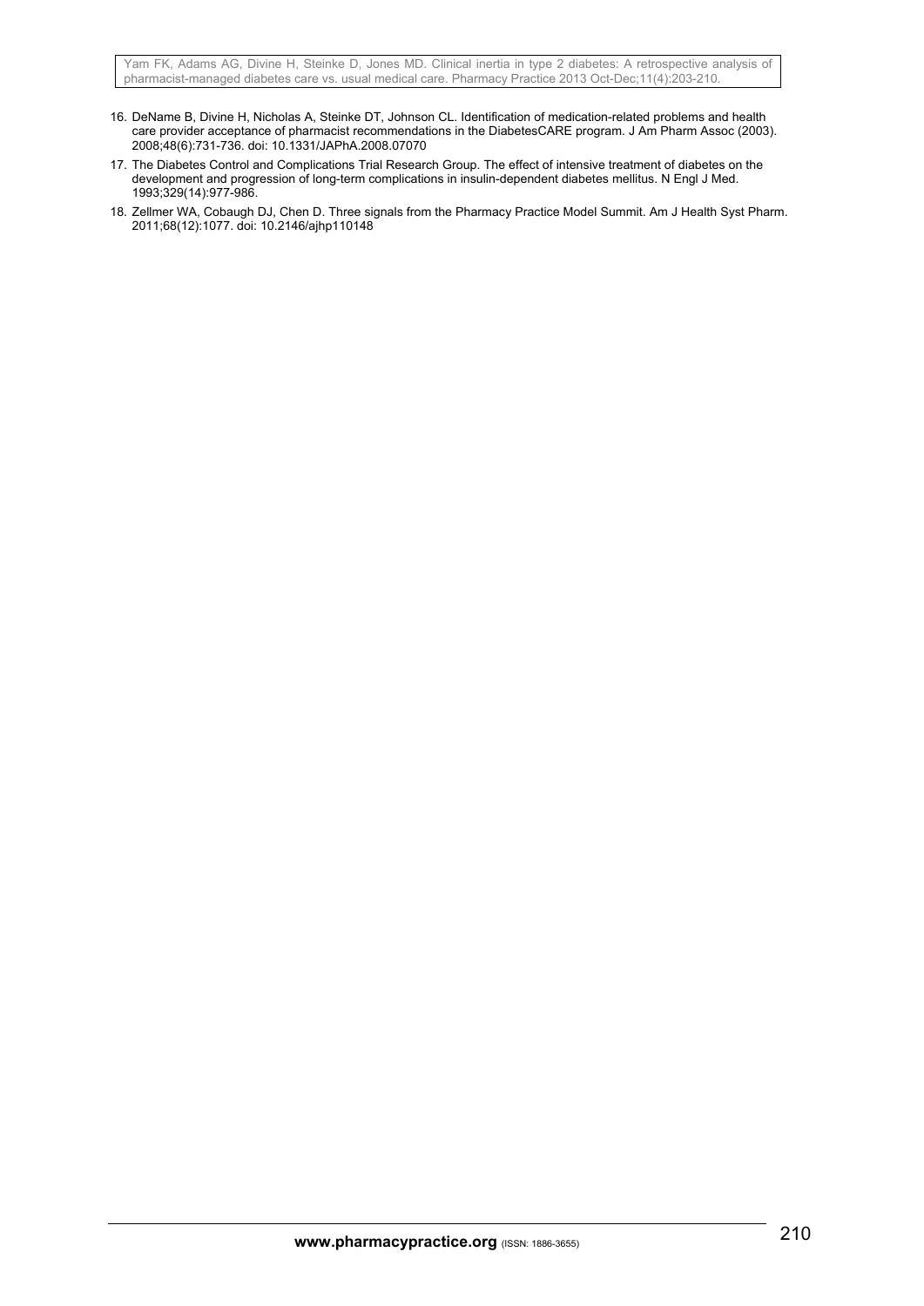16. DeName B, Divine H, Nicholas A, Steinke DT, Johnson CL. Identification of medication-related problems and health care provider acceptance of pharmacist recommendations in the DiabetesCARE program. J Am Pharm Assoc (2003). 2008;48(6):731-736. doi: 10.1331/JAPhA.2008.07070
17. The Diabetes Control and Complications Trial Research Group. The effect of intensive treatment of diabetes on the development and progression of long-term complications in insulin-dependent diabetes mellitus. N Engl J Med. 1993;329(14):977-986.
18. Zellmer WA, Cobaugh DJ, Chen D. Three signals from the Pharmacy Practice Model Summit. Am J Health Syst Pharm. 2011;68(12):1077. doi: 10.2146/ajhp110148